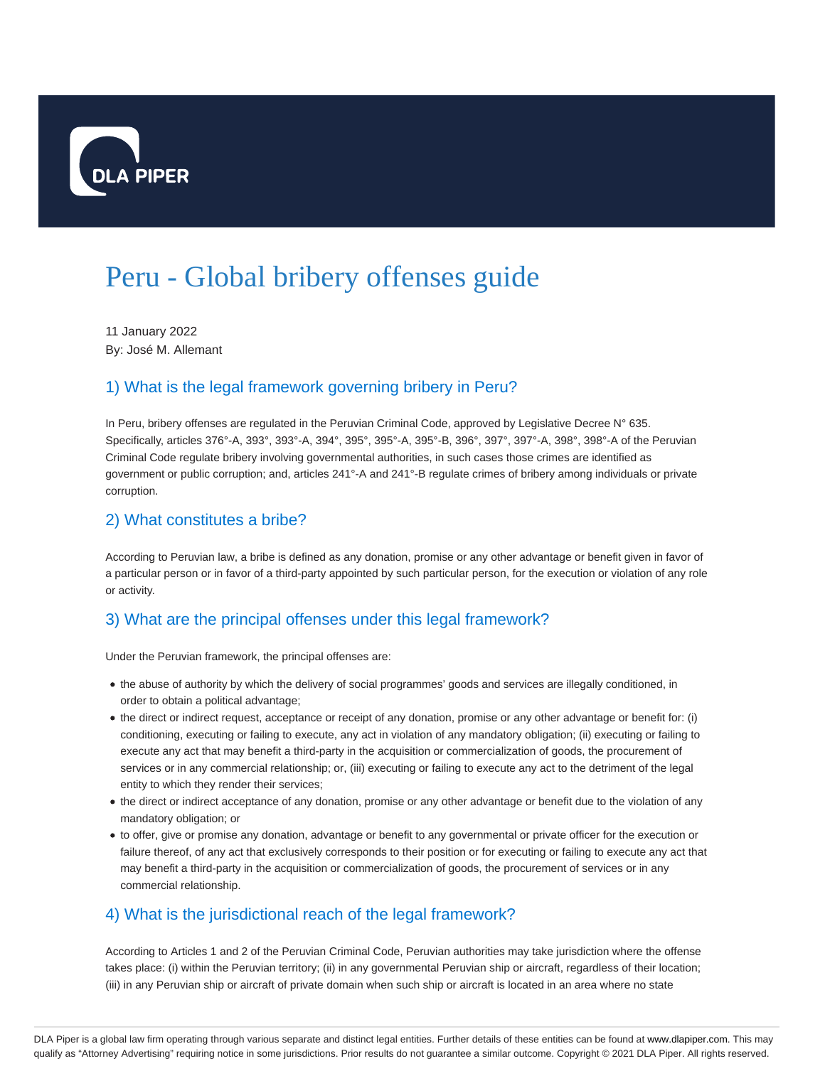# Peru - Global bribery offenses guide

11 January 2022
By: José M. Allemant

## 1) What is the legal framework governing bribery in Peru?

In Peru, bribery offenses are regulated in the Peruvian Criminal Code, approved by Legislative Decree N° 635. Specifically, articles 376°-A, 393°, 393°-A, 394°, 395°, 395°-A, 395°-B, 396°, 397°, 397°-A, 398°, 398°-A of the Peruvian Criminal Code regulate bribery involving governmental authorities, in such cases those crimes are identified as government or public corruption; and, articles 241°-A and 241°-B regulate crimes of bribery among individuals or private corruption.

## 2) What constitutes a bribe?

According to Peruvian law, a bribe is defined as any donation, promise or any other advantage or benefit given in favor of a particular person or in favor of a third-party appointed by such particular person, for the execution or violation of any role or activity.

## 3) What are the principal offenses under this legal framework?

Under the Peruvian framework, the principal offenses are:

- the abuse of authority by which the delivery of social programmes' goods and services are illegally conditioned, in order to obtain a political advantage;
- the direct or indirect request, acceptance or receipt of any donation, promise or any other advantage or benefit for: (i) conditioning, executing or failing to execute, any act in violation of any mandatory obligation; (ii) executing or failing to execute any act that may benefit a third-party in the acquisition or commercialization of goods, the procurement of services or in any commercial relationship; or, (iii) executing or failing to execute any act to the detriment of the legal entity to which they render their services;
- the direct or indirect acceptance of any donation, promise or any other advantage or benefit due to the violation of any mandatory obligation; or
- to offer, give or promise any donation, advantage or benefit to any governmental or private officer for the execution or failure thereof, of any act that exclusively corresponds to their position or for executing or failing to execute any act that may benefit a third-party in the acquisition or commercialization of goods, the procurement of services or in any commercial relationship.

## 4) What is the jurisdictional reach of the legal framework?

According to Articles 1 and 2 of the Peruvian Criminal Code, Peruvian authorities may take jurisdiction where the offense takes place: (i) within the Peruvian territory; (ii) in any governmental Peruvian ship or aircraft, regardless of their location; (iii) in any Peruvian ship or aircraft of private domain when such ship or aircraft is located in an area where no state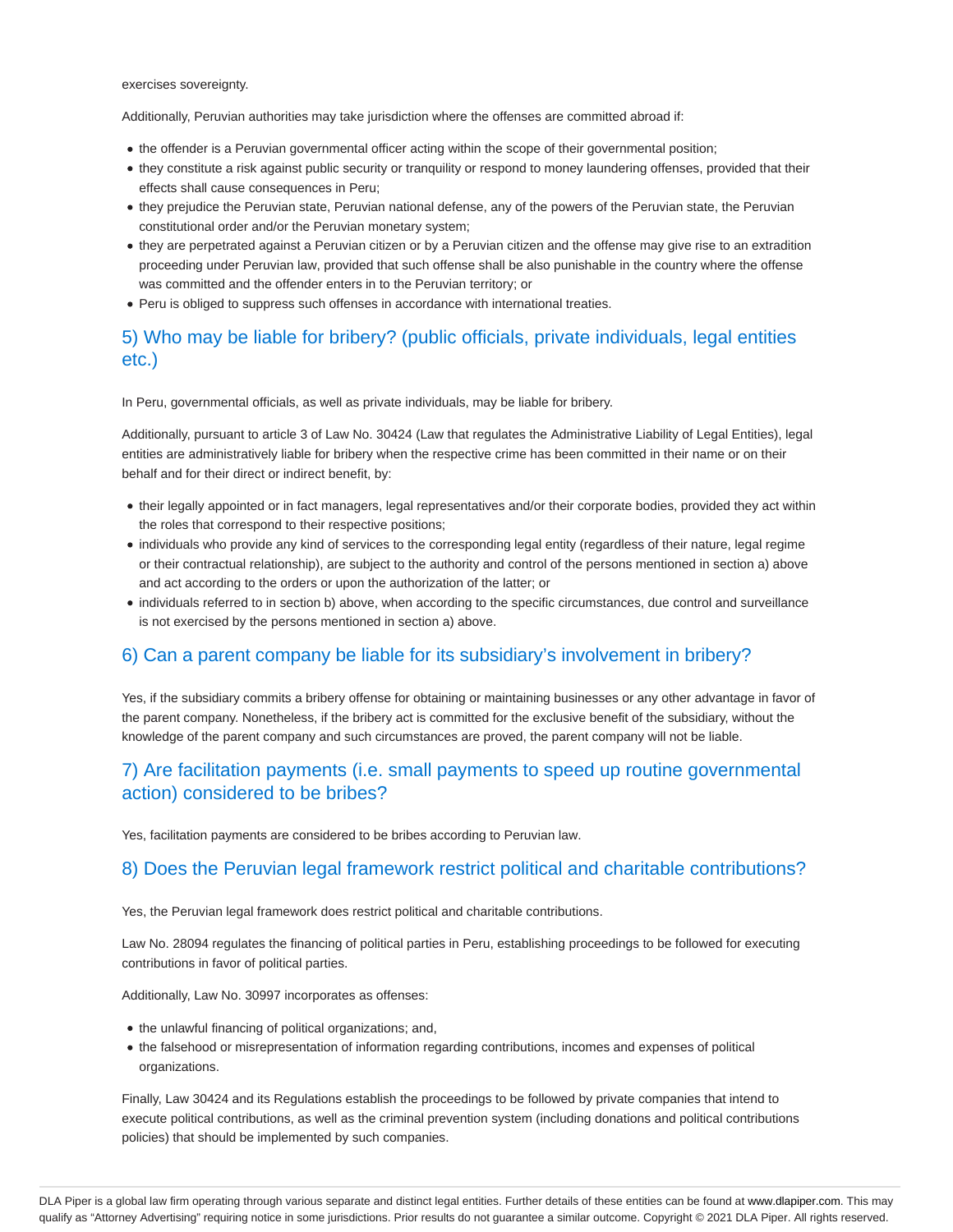exercises sovereignty.

Additionally, Peruvian authorities may take jurisdiction where the offenses are committed abroad if:

- the offender is a Peruvian governmental officer acting within the scope of their governmental position;
- they constitute a risk against public security or tranquility or respond to money laundering offenses, provided that their effects shall cause consequences in Peru;
- they prejudice the Peruvian state, Peruvian national defense, any of the powers of the Peruvian state, the Peruvian constitutional order and/or the Peruvian monetary system;
- they are perpetrated against a Peruvian citizen or by a Peruvian citizen and the offense may give rise to an extradition proceeding under Peruvian law, provided that such offense shall be also punishable in the country where the offense was committed and the offender enters in to the Peruvian territory; or
- Peru is obliged to suppress such offenses in accordance with international treaties.

## 5) Who may be liable for bribery? (public officials, private individuals, legal entities etc.)

In Peru, governmental officials, as well as private individuals, may be liable for bribery.

Additionally, pursuant to article 3 of Law No. 30424 (Law that regulates the Administrative Liability of Legal Entities), legal entities are administratively liable for bribery when the respective crime has been committed in their name or on their behalf and for their direct or indirect benefit, by:

- their legally appointed or in fact managers, legal representatives and/or their corporate bodies, provided they act within the roles that correspond to their respective positions;
- individuals who provide any kind of services to the corresponding legal entity (regardless of their nature, legal regime or their contractual relationship), are subject to the authority and control of the persons mentioned in section a) above and act according to the orders or upon the authorization of the latter; or
- individuals referred to in section b) above, when according to the specific circumstances, due control and surveillance is not exercised by the persons mentioned in section a) above.

## 6) Can a parent company be liable for its subsidiary's involvement in bribery?

Yes, if the subsidiary commits a bribery offense for obtaining or maintaining businesses or any other advantage in favor of the parent company. Nonetheless, if the bribery act is committed for the exclusive benefit of the subsidiary, without the knowledge of the parent company and such circumstances are proved, the parent company will not be liable.

## 7) Are facilitation payments (i.e. small payments to speed up routine governmental action) considered to be bribes?

Yes, facilitation payments are considered to be bribes according to Peruvian law.

## 8) Does the Peruvian legal framework restrict political and charitable contributions?

Yes, the Peruvian legal framework does restrict political and charitable contributions.

Law No. 28094 regulates the financing of political parties in Peru, establishing proceedings to be followed for executing contributions in favor of political parties.

Additionally, Law No. 30997 incorporates as offenses:

- the unlawful financing of political organizations; and,
- the falsehood or misrepresentation of information regarding contributions, incomes and expenses of political organizations.

Finally, Law 30424 and its Regulations establish the proceedings to be followed by private companies that intend to execute political contributions, as well as the criminal prevention system (including donations and political contributions policies) that should be implemented by such companies.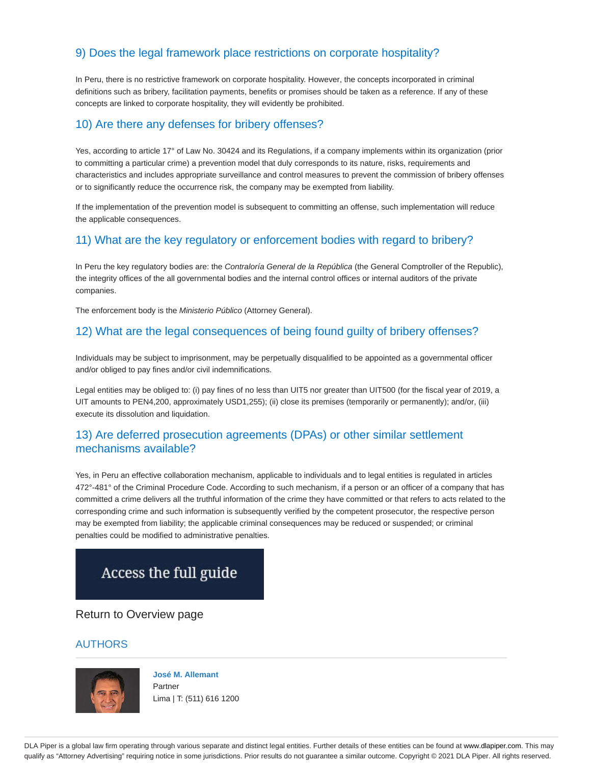## 9) Does the legal framework place restrictions on corporate hospitality?

In Peru, there is no restrictive framework on corporate hospitality. However, the concepts incorporated in criminal definitions such as bribery, facilitation payments, benefits or promises should be taken as a reference. If any of these concepts are linked to corporate hospitality, they will evidently be prohibited.

## 10) Are there any defenses for bribery offenses?

Yes, according to article 17° of Law No. 30424 and its Regulations, if a company implements within its organization (prior to committing a particular crime) a prevention model that duly corresponds to its nature, risks, requirements and characteristics and includes appropriate surveillance and control measures to prevent the commission of bribery offenses or to significantly reduce the occurrence risk, the company may be exempted from liability.

If the implementation of the prevention model is subsequent to committing an offense, such implementation will reduce the applicable consequences.

## 11) What are the key regulatory or enforcement bodies with regard to bribery?

In Peru the key regulatory bodies are: the *Contraloría General de la República* (the General Comptroller of the Republic), the integrity offices of the all governmental bodies and the internal control offices or internal auditors of the private companies.

The enforcement body is the *Ministerio Público* (Attorney General).

## 12) What are the legal consequences of being found guilty of bribery offenses?

Individuals may be subject to imprisonment, may be perpetually disqualified to be appointed as a governmental officer and/or obliged to pay fines and/or civil indemnifications.

Legal entities may be obliged to: (i) pay fines of no less than UIT5 nor greater than UIT500 (for the fiscal year of 2019, a UIT amounts to PEN4,200, approximately USD1,255); (ii) close its premises (temporarily or permanently); and/or, (iii) execute its dissolution and liquidation.

## 13) Are deferred prosecution agreements (DPAs) or other similar settlement mechanisms available?

Yes, in Peru an effective collaboration mechanism, applicable to individuals and to legal entities is regulated in articles 472°-481° of the Criminal Procedure Code. According to such mechanism, if a person or an officer of a company that has committed a crime delivers all the truthful information of the crime they have committed or that refers to acts related to the corresponding crime and such information is subsequently verified by the competent prosecutor, the respective person may be exempted from liability; the applicable criminal consequences may be reduced or suspended; or criminal penalties could be modified to administrative penalties.

Access the full guide

Return to Overview page

## AUTHORS

**José M. Allemant**
Partner
Lima | T: (511) 616 1200

DLA Piper is a global law firm operating through various separate and distinct legal entities. Further details of these entities can be found at www.dlapiper.com. This may qualify as "Attorney Advertising" requiring notice in some jurisdictions. Prior results do not guarantee a similar outcome. Copyright © 2021 DLA Piper. All rights reserved.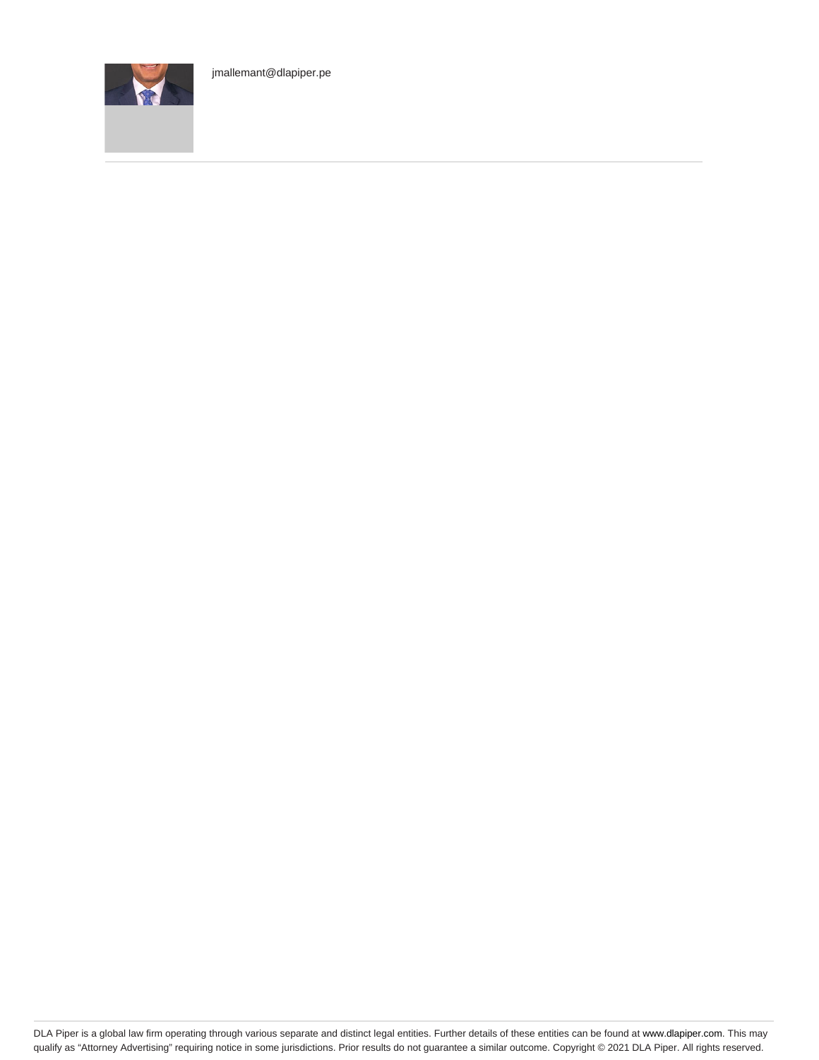jmallemant@dlapiper.pe

DLA Piper is a global law firm operating through various separate and distinct legal entities. Further details of these entities can be found at www.dlapiper.com. This may qualify as "Attorney Advertising" requiring notice in some jurisdictions. Prior results do not guarantee a similar outcome. Copyright © 2021 DLA Piper. All rights reserved.